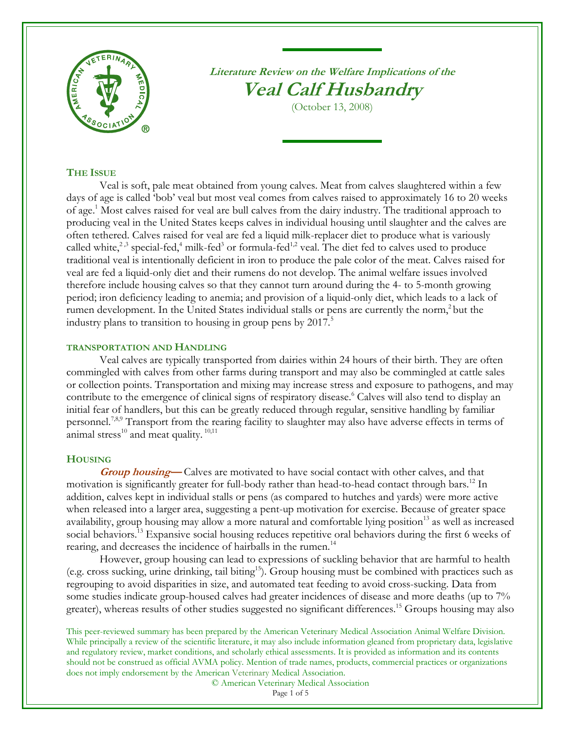**Literature Review on the Welfare Implications of the**

# Veal Calf Husbandry

(October 13, 2008)

## THE ISSUE

Veal is soft, pale meat obtained from young calves. Meat from calves slaughtered within a few days of age is called 'bob' veal but most veal comes from calves raised to approximately 16 to 20 weeks of age.[1] Most calves raised for veal are bull calves from the dairy industry. The traditional approach to producing veal in the United States keeps calves in individual housing until slaughter and the calves are often tethered. Calves raised for veal are fed a liquid milk-replacer diet to produce what is variously called white,[2,3] special-fed,[4] milk-fed[3] or formula-fed[1,2] veal. The diet fed to calves used to produce traditional veal is intentionally deficient in iron to produce the pale color of the meat. Calves raised for veal are fed a liquid-only diet and their rumens do not develop. The animal welfare issues involved therefore include housing calves so that they cannot turn around during the 4- to 5-month growing period; iron deficiency leading to anemia; and provision of a liquid-only diet, which leads to a lack of rumen development. In the United States individual stalls or pens are currently the norm,[2] but the industry plans to transition to housing in group pens by 2017.[5]

## TRANSPORTATION AND HANDLING

Veal calves are typically transported from dairies within 24 hours of their birth. They are often commingled with calves from other farms during transport and may also be commingled at cattle sales or collection points. Transportation and mixing may increase stress and exposure to pathogens, and may contribute to the emergence of clinical signs of respiratory disease.[6] Calves will also tend to display an initial fear of handlers, but this can be greatly reduced through regular, sensitive handling by familiar personnel.[7,8,9] Transport from the rearing facility to slaughter may also have adverse effects in terms of animal stress[10] and meat quality.[10,11]

## HOUSING

***Group housing—*** Calves are motivated to have social contact with other calves, and that motivation is significantly greater for full-body rather than head-to-head contact through bars.[12] In addition, calves kept in individual stalls or pens (as compared to hutches and yards) were more active when released into a larger area, suggesting a pent-up motivation for exercise. Because of greater space availability, group housing may allow a more natural and comfortable lying position[13] as well as increased social behaviors.[13] Expansive social housing reduces repetitive oral behaviors during the first 6 weeks of rearing, and decreases the incidence of hairballs in the rumen.[14]

However, group housing can lead to expressions of suckling behavior that are harmful to health (e.g. cross sucking, urine drinking, tail biting[15]). Group housing must be combined with practices such as regrouping to avoid disparities in size, and automated teat feeding to avoid cross-sucking. Data from some studies indicate group-housed calves had greater incidences of disease and more deaths (up to 7% greater), whereas results of other studies suggested no significant differences.[15] Groups housing may also

This peer-reviewed summary has been prepared by the American Veterinary Medical Association Animal Welfare Division. While principally a review of the scientific literature, it may also include information gleaned from proprietary data, legislative and regulatory review, market conditions, and scholarly ethical assessments. It is provided as information and its contents should not be construed as official AVMA policy. Mention of trade names, products, commercial practices or organizations does not imply endorsement by the American Veterinary Medical Association.

© American Veterinary Medical Association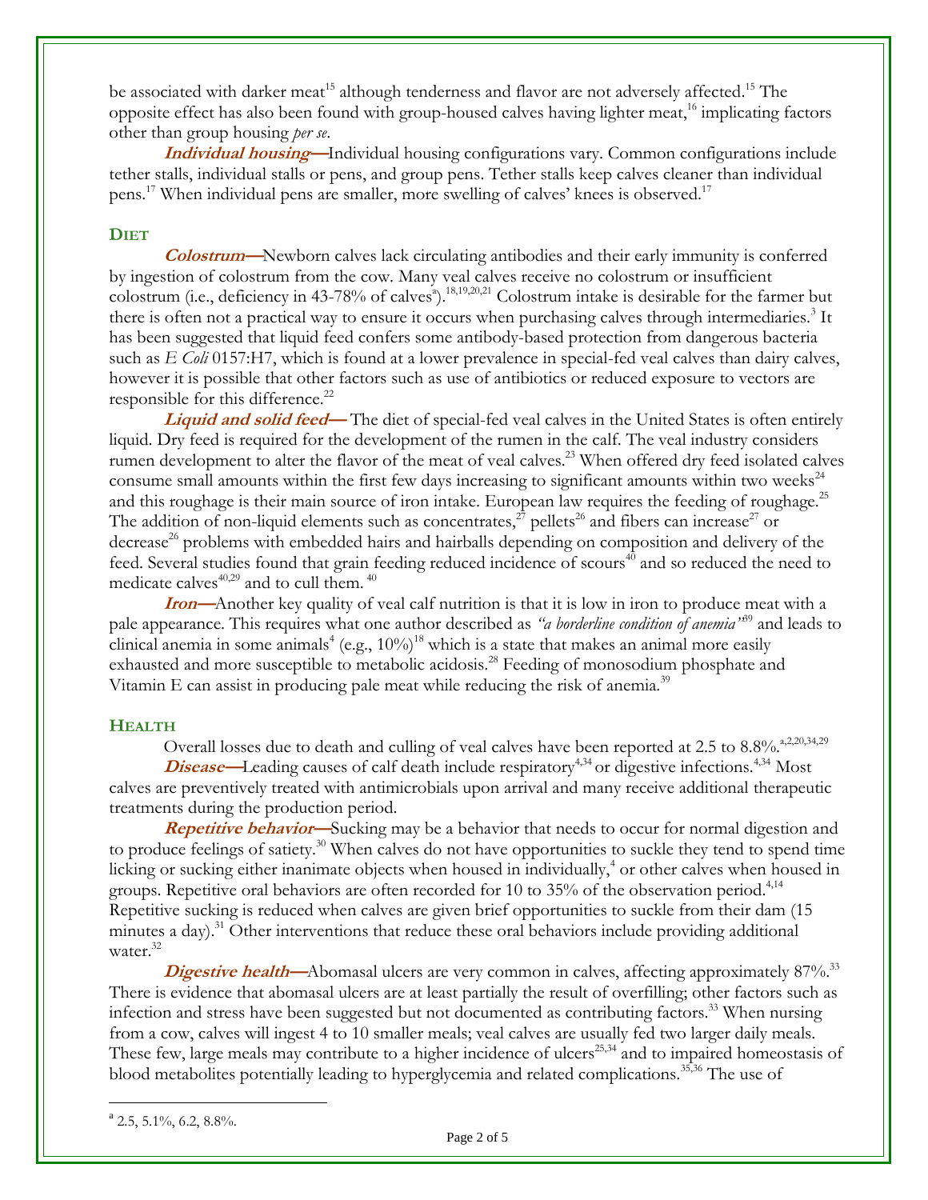be associated with darker meat[15] although tenderness and flavor are not adversely affected.[15] The opposite effect has also been found with group-housed calves having lighter meat,[16] implicating factors other than group housing *per se*.

***Individual housing***—Individual housing configurations vary. Common configurations include tether stalls, individual stalls or pens, and group pens. Tether stalls keep calves cleaner than individual pens.[17] When individual pens are smaller, more swelling of calves' knees is observed.[17]

## DIET

***Colostrum***—Newborn calves lack circulating antibodies and their early immunity is conferred by ingestion of colostrum from the cow. Many veal calves receive no colostrum or insufficient colostrum (i.e., deficiency in 43-78% of calves[a]).[18,19,20,21] Colostrum intake is desirable for the farmer but there is often not a practical way to ensure it occurs when purchasing calves through intermediaries.[3] It has been suggested that liquid feed confers some antibody-based protection from dangerous bacteria such as *E Coli* 0157:H7, which is found at a lower prevalence in special-fed veal calves than dairy calves, however it is possible that other factors such as use of antibiotics or reduced exposure to vectors are responsible for this difference.[22]

***Liquid and solid feed***— The diet of special-fed veal calves in the United States is often entirely liquid. Dry feed is required for the development of the rumen in the calf. The veal industry considers rumen development to alter the flavor of the meat of veal calves.[23] When offered dry feed isolated calves consume small amounts within the first few days increasing to significant amounts within two weeks[24] and this roughage is their main source of iron intake. European law requires the feeding of roughage.[25] The addition of non-liquid elements such as concentrates,[27] pellets[26] and fibers can increase[27] or decrease[26] problems with embedded hairs and hairballs depending on composition and delivery of the feed. Several studies found that grain feeding reduced incidence of scours[40] and so reduced the need to medicate calves[40,29] and to cull them.[40]

***Iron***—Another key quality of veal calf nutrition is that it is low in iron to produce meat with a pale appearance. This requires what one author described as *"a borderline condition of anemia"*[39] and leads to clinical anemia in some animals[4] (e.g., 10%)[18] which is a state that makes an animal more easily exhausted and more susceptible to metabolic acidosis.[28] Feeding of monosodium phosphate and Vitamin E can assist in producing pale meat while reducing the risk of anemia.[39]

## HEALTH

Overall losses due to death and culling of veal calves have been reported at 2.5 to 8.8%.[a,2,20,34,29]

***Disease***—Leading causes of calf death include respiratory[4,34] or digestive infections.[4,34] Most calves are preventively treated with antimicrobials upon arrival and many receive additional therapeutic treatments during the production period.

***Repetitive behavior***—Sucking may be a behavior that needs to occur for normal digestion and to produce feelings of satiety.[30] When calves do not have opportunities to suckle they tend to spend time licking or sucking either inanimate objects when housed in individually,[4] or other calves when housed in groups. Repetitive oral behaviors are often recorded for 10 to 35% of the observation period.[4,14] Repetitive sucking is reduced when calves are given brief opportunities to suckle from their dam (15 minutes a day).[31] Other interventions that reduce these oral behaviors include providing additional water.[32]

***Digestive health***—Abomasal ulcers are very common in calves, affecting approximately 87%.[33] There is evidence that abomasal ulcers are at least partially the result of overfilling; other factors such as infection and stress have been suggested but not documented as contributing factors.[33] When nursing from a cow, calves will ingest 4 to 10 smaller meals; veal calves are usually fed two larger daily meals. These few, large meals may contribute to a higher incidence of ulcers[25,34] and to impaired homeostasis of blood metabolites potentially leading to hyperglycemia and related complications.[35,36] The use of

---

[a] 2.5, 5.1%, 6.2, 8.8%.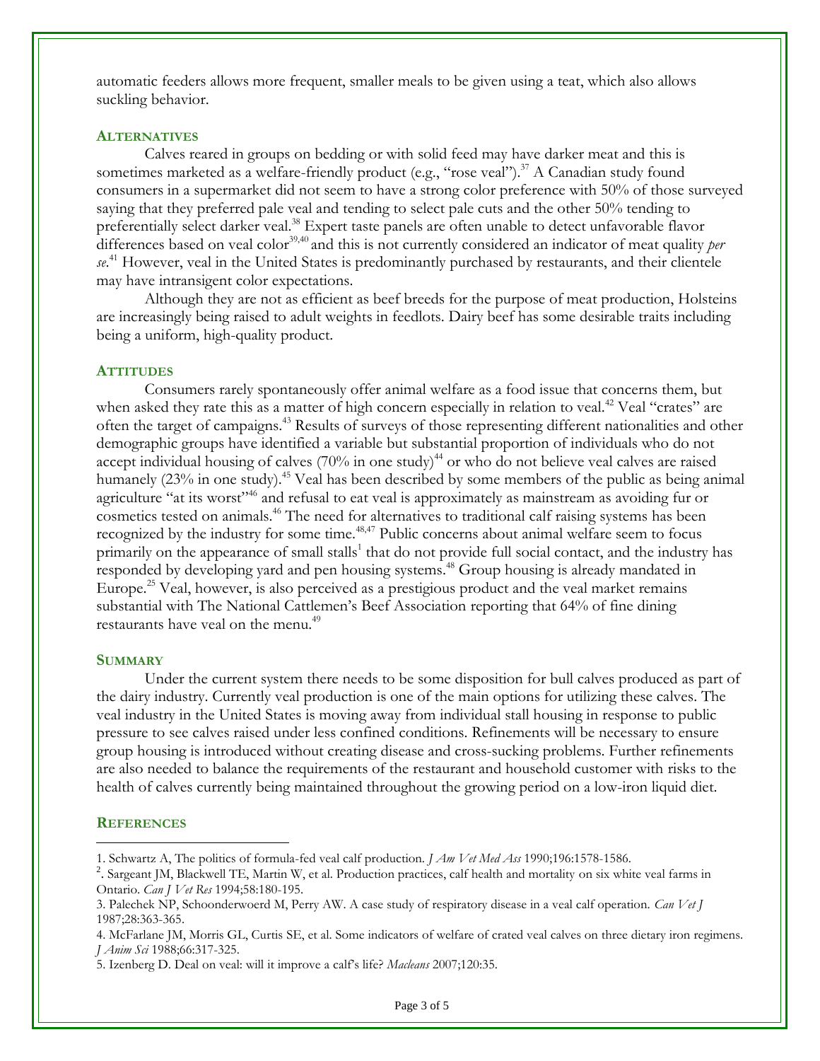automatic feeders allows more frequent, smaller meals to be given using a teat, which also allows suckling behavior.

## Alternatives

Calves reared in groups on bedding or with solid feed may have darker meat and this is sometimes marketed as a welfare-friendly product (e.g., "rose veal").[37] A Canadian study found consumers in a supermarket did not seem to have a strong color preference with 50% of those surveyed saying that they preferred pale veal and tending to select pale cuts and the other 50% tending to preferentially select darker veal.[38] Expert taste panels are often unable to detect unfavorable flavor differences based on veal color[39,40] and this is not currently considered an indicator of meat quality *per se*.[41] However, veal in the United States is predominantly purchased by restaurants, and their clientele may have intransigent color expectations.

Although they are not as efficient as beef breeds for the purpose of meat production, Holsteins are increasingly being raised to adult weights in feedlots. Dairy beef has some desirable traits including being a uniform, high-quality product.

## Attitudes

Consumers rarely spontaneously offer animal welfare as a food issue that concerns them, but when asked they rate this as a matter of high concern especially in relation to veal.[42] Veal "crates" are often the target of campaigns.[43] Results of surveys of those representing different nationalities and other demographic groups have identified a variable but substantial proportion of individuals who do not accept individual housing of calves (70% in one study)[44] or who do not believe veal calves are raised humanely (23% in one study).[45] Veal has been described by some members of the public as being animal agriculture "at its worst"[46] and refusal to eat veal is approximately as mainstream as avoiding fur or cosmetics tested on animals.[46] The need for alternatives to traditional calf raising systems has been recognized by the industry for some time.[48,47] Public concerns about animal welfare seem to focus primarily on the appearance of small stalls[1] that do not provide full social contact, and the industry has responded by developing yard and pen housing systems.[48] Group housing is already mandated in Europe.[25] Veal, however, is also perceived as a prestigious product and the veal market remains substantial with The National Cattlemen's Beef Association reporting that 64% of fine dining restaurants have veal on the menu.[49]

## Summary

Under the current system there needs to be some disposition for bull calves produced as part of the dairy industry. Currently veal production is one of the main options for utilizing these calves. The veal industry in the United States is moving away from individual stall housing in response to public pressure to see calves raised under less confined conditions. Refinements will be necessary to ensure group housing is introduced without creating disease and cross-sucking problems. Further refinements are also needed to balance the requirements of the restaurant and household customer with risks to the health of calves currently being maintained throughout the growing period on a low-iron liquid diet.

## References

1. Schwartz A, The politics of formula-fed veal calf production. *J Am Vet Med Ass* 1990;196:1578-1586.
2. Sargeant JM, Blackwell TE, Martin W, et al. Production practices, calf health and mortality on six white veal farms in Ontario. *Can J Vet Res* 1994;58:180-195.
3. Palechek NP, Schoonderwoerd M, Perry AW. A case study of respiratory disease in a veal calf operation. *Can Vet J* 1987;28:363-365.
4. McFarlane JM, Morris GL, Curtis SE, et al. Some indicators of welfare of crated veal calves on three dietary iron regimens. *J Anim Sci* 1988;66:317-325.
5. Izenberg D. Deal on veal: will it improve a calf's life? *Macleans* 2007;120:35.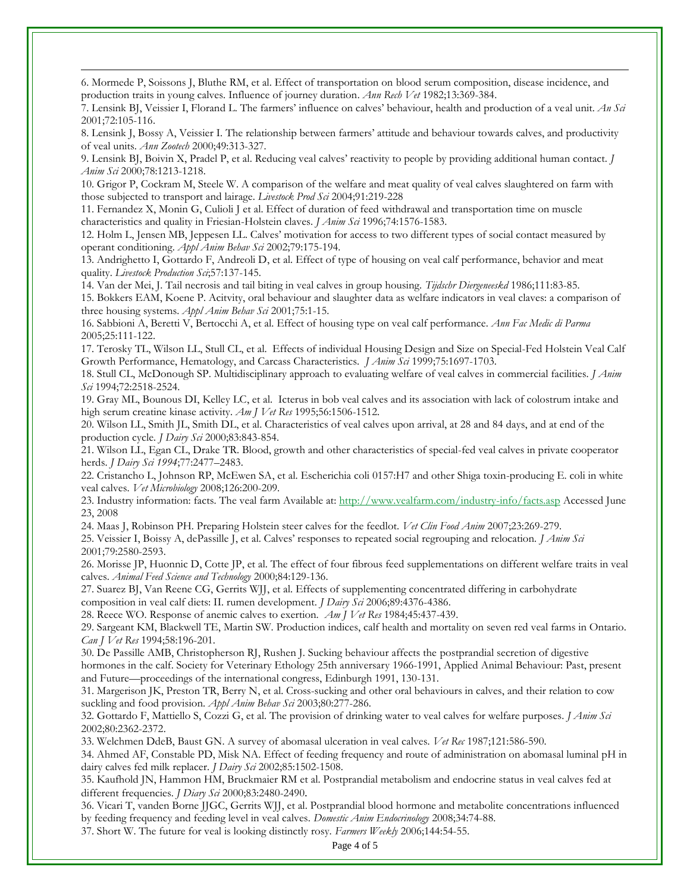6. Mormede P, Soissons J, Bluthe RM, et al. Effect of transportation on blood serum composition, disease incidence, and production traits in young calves. Influence of journey duration. *Ann Rech Vet* 1982;13:369-384.

7. Lensink BJ, Veissier I, Florand L. The farmers' influence on calves' behaviour, health and production of a veal unit. *An Sci* 2001;72:105-116.

8. Lensink J, Bossy A, Veissier I. The relationship between farmers' attitude and behaviour towards calves, and productivity of veal units. *Ann Zootech* 2000;49:313-327.

9. Lensink BJ, Boivin X, Pradel P, et al. Reducing veal calves' reactivity to people by providing additional human contact. *J Anim Sci* 2000;78:1213-1218.

10. Grigor P, Cockram M, Steele W. A comparison of the welfare and meat quality of veal calves slaughtered on farm with those subjected to transport and lairage. *Livestock Prod Sci* 2004;91:219-228

11. Fernandez X, Monin G, Culioli J et al. Effect of duration of feed withdrawal and transportation time on muscle characteristics and quality in Friesian-Holstein claves. *J Anim Sci* 1996;74:1576-1583.

12. Holm L, Jensen MB, Jeppesen LL. Calves' motivation for access to two different types of social contact measured by operant conditioning. *Appl Anim Behav Sci* 2002;79:175-194.

13. Andrighetto I, Gottardo F, Andreoli D, et al. Effect of type of housing on veal calf performance, behavior and meat quality. *Livestock Production Sci*;57:137-145.

14. Van der Mei, J. Tail necrosis and tail biting in veal calves in group housing. *Tijdschr Diergeneeskd* 1986;111:83-85.

15. Bokkers EAM, Koene P. Acitvity, oral behaviour and slaughter data as welfare indicators in veal claves: a comparison of three housing systems. *Appl Anim Behav Sci* 2001;75:1-15.

16. Sabbioni A, Beretti V, Bertocchi A, et al. Effect of housing type on veal calf performance. *Ann Fac Medic di Parma* 2005;25:111-122.

17. Terosky TL, Wilson LL, Stull CL, et al. Effects of individual Housing Design and Size on Special-Fed Holstein Veal Calf Growth Performance, Hematology, and Carcass Characteristics. *J Anim Sci* 1999;75:1697-1703.

18. Stull CL, McDonough SP. Multidisciplinary approach to evaluating welfare of veal calves in commercial facilities. *J Anim Sci* 1994;72:2518-2524.

19. Gray ML, Bounous DI, Kelley LC, et al. Icterus in bob veal calves and its association with lack of colostrum intake and high serum creatine kinase activity. *Am J Vet Res* 1995;56:1506-1512.

20. Wilson LL, Smith JL, Smith DL, et al. Characteristics of veal calves upon arrival, at 28 and 84 days, and at end of the production cycle. *J Dairy Sci* 2000;83:843-854.

21. Wilson LL, Egan CL, Drake TR. Blood, growth and other characteristics of special-fed veal calves in private cooperator herds. *J Dairy Sci 1994*;77:2477–2483.

22. Cristancho L, Johnson RP, McEwen SA, et al. Escherichia coli 0157:H7 and other Shiga toxin-producing E. coli in white veal calves. *Vet Microbiology* 2008;126:200-209.

23. Industry information: facts. The veal farm Available at: http://www.vealfarm.com/industry-info/facts.asp Accessed June 23, 2008

24. Maas J, Robinson PH. Preparing Holstein steer calves for the feedlot. *Vet Clin Food Anim* 2007;23:269-279.

25. Veissier I, Boissy A, dePassille J, et al. Calves' responses to repeated social regrouping and relocation. *J Anim Sci* 2001;79:2580-2593.

26. Morisse JP, Huonnic D, Cotte JP, et al. The effect of four fibrous feed supplementations on different welfare traits in veal calves. *Animal Feed Science and Technology* 2000;84:129-136.

27. Suarez BJ, Van Reene CG, Gerrits WJJ, et al. Effects of supplementing concentrated differing in carbohydrate composition in veal calf diets: II. rumen development. *J Dairy Sci* 2006;89:4376-4386.

28. Reece WO. Response of anemic calves to exertion. *Am J Vet Res* 1984;45:437-439.

29. Sargeant KM, Blackwell TE, Martin SW. Production indices, calf health and mortality on seven red veal farms in Ontario. *Can J Vet Res* 1994;58:196-201.

30. De Passille AMB, Christopherson RJ, Rushen J. Sucking behaviour affects the postprandial secretion of digestive hormones in the calf. Society for Veterinary Ethology 25th anniversary 1966-1991, Applied Animal Behaviour: Past, present and Future—proceedings of the international congress, Edinburgh 1991, 130-131.

31. Margerison JK, Preston TR, Berry N, et al. Cross-sucking and other oral behaviours in calves, and their relation to cow suckling and food provision. *Appl Anim Behav Sci* 2003;80:277-286.

32. Gottardo F, Mattiello S, Cozzi G, et al. The provision of drinking water to veal calves for welfare purposes. *J Anim Sci* 2002;80:2362-2372.

33. Welchmen DdeB, Baust GN. A survey of abomasal ulceration in veal calves. *Vet Rec* 1987;121:586-590.

34. Ahmed AF, Constable PD, Misk NA. Effect of feeding frequency and route of administration on abomasal luminal pH in dairy calves fed milk replacer. *J Dairy Sci* 2002;85:1502-1508.

35. Kaufhold JN, Hammon HM, Bruckmaier RM et al. Postprandial metabolism and endocrine status in veal calves fed at different frequencies. *J Diary Sci* 2000;83:2480-2490.

36. Vicari T, vanden Borne JJGC, Gerrits WJJ, et al. Postprandial blood hormone and metabolite concentrations influenced by feeding frequency and feeding level in veal calves. *Domestic Anim Endocrinology* 2008;34:74-88.

37. Short W. The future for veal is looking distinctly rosy. *Farmers Weekly* 2006;144:54-55.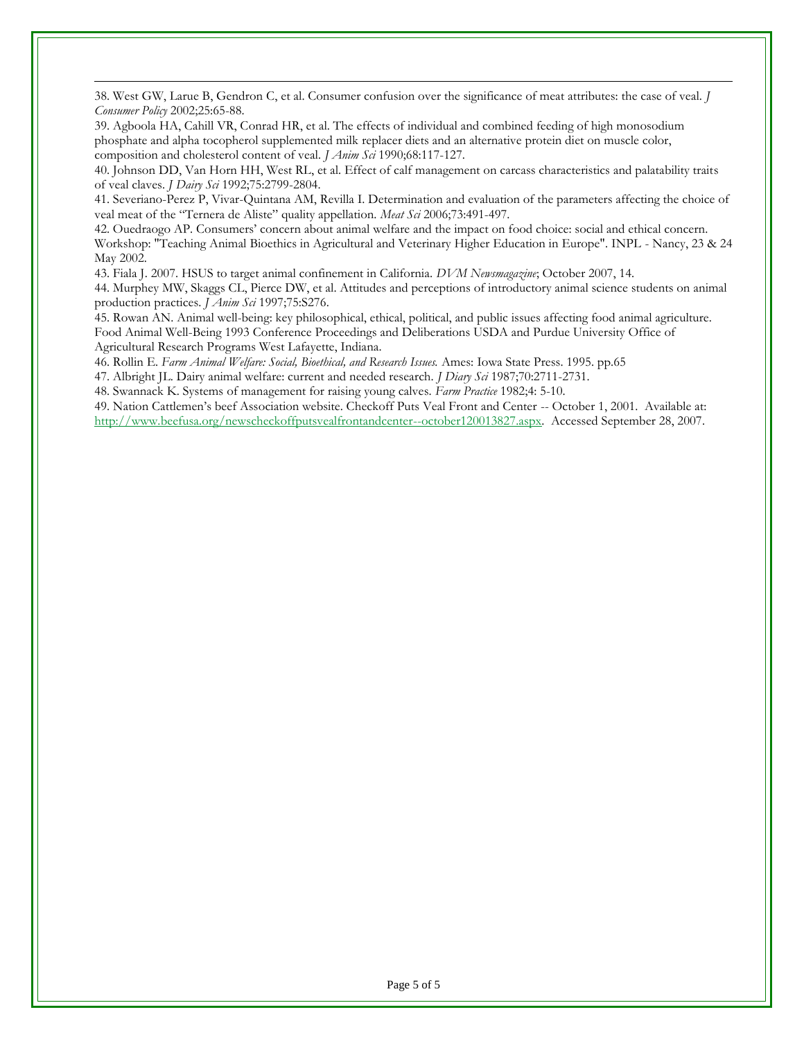38. West GW, Larue B, Gendron C, et al. Consumer confusion over the significance of meat attributes: the case of veal. *J Consumer Policy* 2002;25:65-88.

39. Agboola HA, Cahill VR, Conrad HR, et al. The effects of individual and combined feeding of high monosodium phosphate and alpha tocopherol supplemented milk replacer diets and an alternative protein diet on muscle color, composition and cholesterol content of veal. *J Anim Sci* 1990;68:117-127.

40. Johnson DD, Van Horn HH, West RL, et al. Effect of calf management on carcass characteristics and palatability traits of veal claves. *J Dairy Sci* 1992;75:2799-2804.

41. Severiano-Perez P, Vivar-Quintana AM, Revilla I. Determination and evaluation of the parameters affecting the choice of veal meat of the "Ternera de Aliste" quality appellation. *Meat Sci* 2006;73:491-497.

42. Ouedraogo AP. Consumers' concern about animal welfare and the impact on food choice: social and ethical concern. Workshop: "Teaching Animal Bioethics in Agricultural and Veterinary Higher Education in Europe". INPL - Nancy, 23 & 24 May 2002.

43. Fiala J. 2007. HSUS to target animal confinement in California. *DVM Newsmagazine*; October 2007, 14.

44. Murphey MW, Skaggs CL, Pierce DW, et al. Attitudes and perceptions of introductory animal science students on animal production practices. *J Anim Sci* 1997;75:S276.

45. Rowan AN. Animal well-being: key philosophical, ethical, political, and public issues affecting food animal agriculture. Food Animal Well-Being 1993 Conference Proceedings and Deliberations USDA and Purdue University Office of Agricultural Research Programs West Lafayette, Indiana.

46. Rollin E. *Farm Animal Welfare: Social, Bioethical, and Research Issues.* Ames: Iowa State Press. 1995. pp.65

47. Albright JL. Dairy animal welfare: current and needed research. *J Diary Sci* 1987;70:2711-2731.

48. Swannack K. Systems of management for raising young calves. *Farm Practice* 1982;4: 5-10.

49. Nation Cattlemen's beef Association website. Checkoff Puts Veal Front and Center -- October 1, 2001. Available at: http://www.beefusa.org/newscheckoffputsvealfrontandcenter--october120013827.aspx. Accessed September 28, 2007.